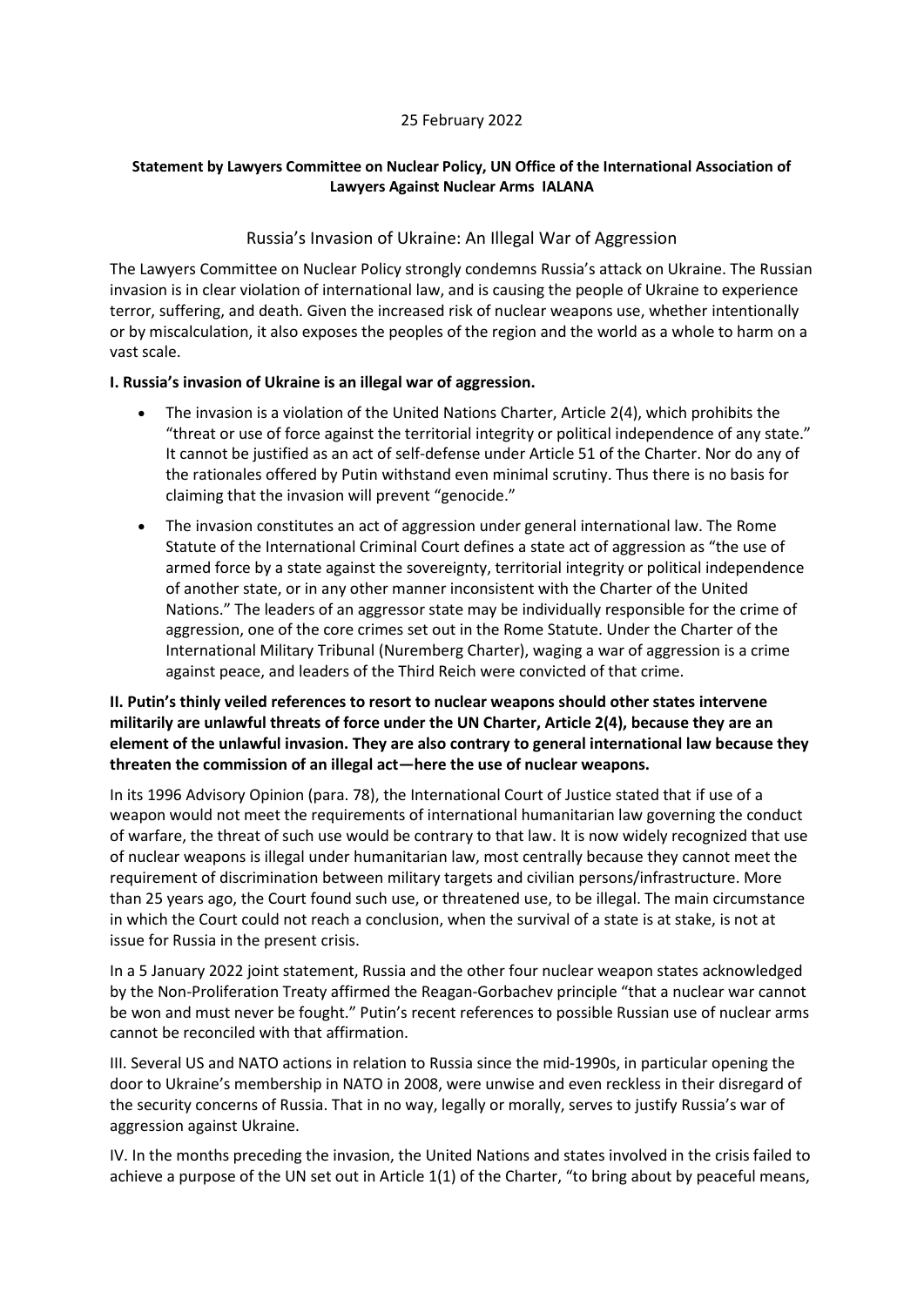25 February 2022

**Statement by Lawyers Committee on Nuclear Policy, UN Office of the International Association of Lawyers Against Nuclear Arms IALANA**

# Russia's Invasion of Ukraine: An Illegal War of Aggression

The Lawyers Committee on Nuclear Policy strongly condemns Russia's attack on Ukraine. The Russian invasion is in clear violation of international law, and is causing the people of Ukraine to experience terror, suffering, and death. Given the increased risk of nuclear weapons use, whether intentionally or by miscalculation, it also exposes the peoples of the region and the world as a whole to harm on a vast scale.

**I. Russia's invasion of Ukraine is an illegal war of aggression.**

- The invasion is a violation of the United Nations Charter, Article 2(4), which prohibits the "threat or use of force against the territorial integrity or political independence of any state." It cannot be justified as an act of self-defense under Article 51 of the Charter. Nor do any of the rationales offered by Putin withstand even minimal scrutiny. Thus there is no basis for claiming that the invasion will prevent "genocide."
- The invasion constitutes an act of aggression under general international law. The Rome Statute of the International Criminal Court defines a state act of aggression as "the use of armed force by a state against the sovereignty, territorial integrity or political independence of another state, or in any other manner inconsistent with the Charter of the United Nations." The leaders of an aggressor state may be individually responsible for the crime of aggression, one of the core crimes set out in the Rome Statute. Under the Charter of the International Military Tribunal (Nuremberg Charter), waging a war of aggression is a crime against peace, and leaders of the Third Reich were convicted of that crime.

**II. Putin's thinly veiled references to resort to nuclear weapons should other states intervene militarily are unlawful threats of force under the UN Charter, Article 2(4), because they are an element of the unlawful invasion. They are also contrary to general international law because they threaten the commission of an illegal act—here the use of nuclear weapons.**

In its 1996 Advisory Opinion (para. 78), the International Court of Justice stated that if use of a weapon would not meet the requirements of international humanitarian law governing the conduct of warfare, the threat of such use would be contrary to that law. It is now widely recognized that use of nuclear weapons is illegal under humanitarian law, most centrally because they cannot meet the requirement of discrimination between military targets and civilian persons/infrastructure. More than 25 years ago, the Court found such use, or threatened use, to be illegal. The main circumstance in which the Court could not reach a conclusion, when the survival of a state is at stake, is not at issue for Russia in the present crisis.

In a 5 January 2022 joint statement, Russia and the other four nuclear weapon states acknowledged by the Non-Proliferation Treaty affirmed the Reagan-Gorbachev principle "that a nuclear war cannot be won and must never be fought." Putin's recent references to possible Russian use of nuclear arms cannot be reconciled with that affirmation.

III. Several US and NATO actions in relation to Russia since the mid-1990s, in particular opening the door to Ukraine's membership in NATO in 2008, were unwise and even reckless in their disregard of the security concerns of Russia. That in no way, legally or morally, serves to justify Russia's war of aggression against Ukraine.

IV. In the months preceding the invasion, the United Nations and states involved in the crisis failed to achieve a purpose of the UN set out in Article 1(1) of the Charter, "to bring about by peaceful means,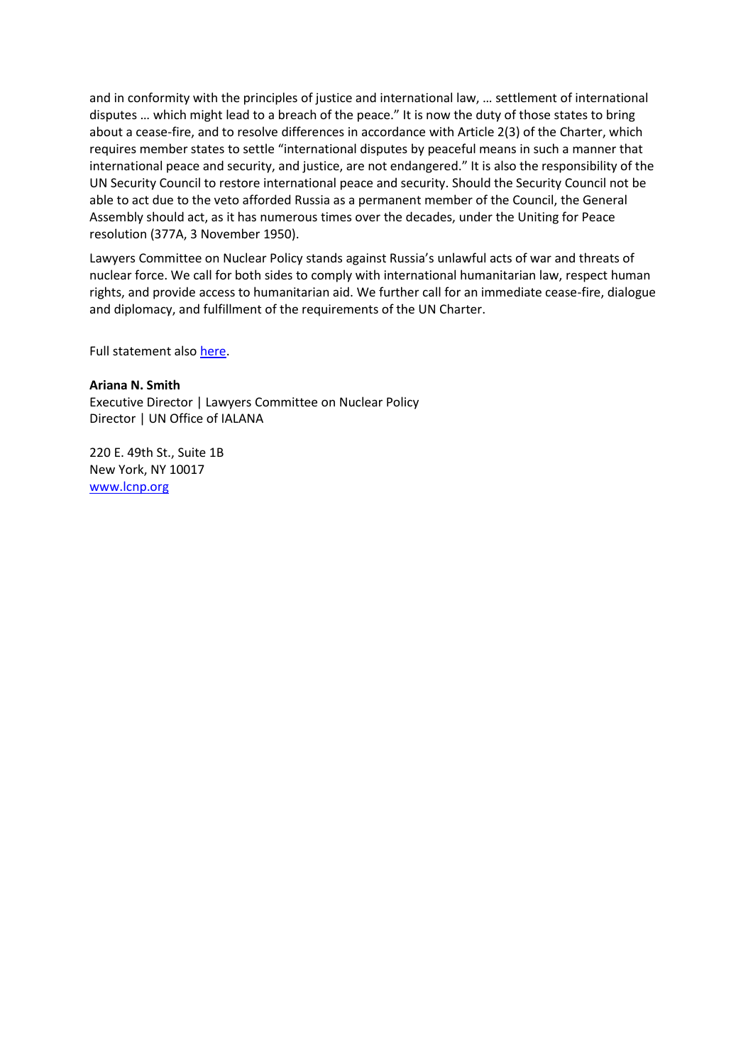and in conformity with the principles of justice and international law, … settlement of international disputes … which might lead to a breach of the peace." It is now the duty of those states to bring about a cease-fire, and to resolve differences in accordance with Article 2(3) of the Charter, which requires member states to settle "international disputes by peaceful means in such a manner that international peace and security, and justice, are not endangered." It is also the responsibility of the UN Security Council to restore international peace and security. Should the Security Council not be able to act due to the veto afforded Russia as a permanent member of the Council, the General Assembly should act, as it has numerous times over the decades, under the Uniting for Peace resolution (377A, 3 November 1950).

Lawyers Committee on Nuclear Policy stands against Russia's unlawful acts of war and threats of nuclear force. We call for both sides to comply with international humanitarian law, respect human rights, and provide access to humanitarian aid. We further call for an immediate cease-fire, dialogue and diplomacy, and fulfillment of the requirements of the UN Charter.

Full statement also here.

**Ariana N. Smith**
Executive Director | Lawyers Committee on Nuclear Policy
Director | UN Office of IALANA

220 E. 49th St., Suite 1B
New York, NY 10017
www.lcnp.org